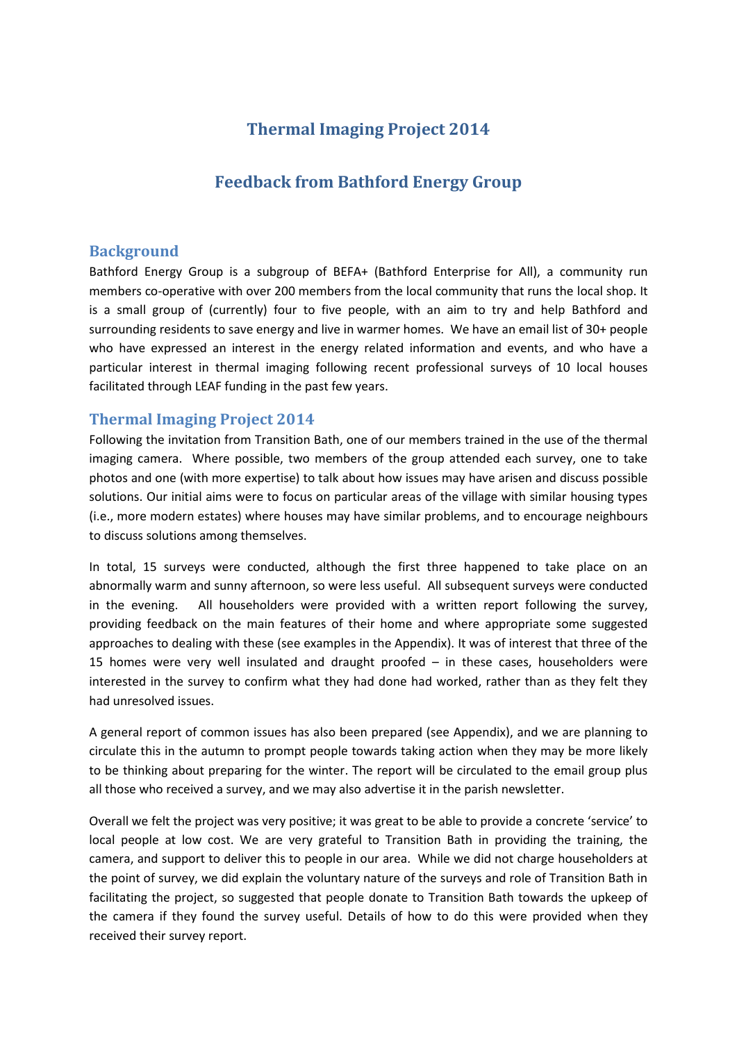# Thermal Imaging Project 2014

# Feedback from Bathford Energy Group

## Background

Bathford Energy Group is a subgroup of BEFA+ (Bathford Enterprise for All), a community run members co-operative with over 200 members from the local community that runs the local shop. It is a small group of (currently) four to five people, with an aim to try and help Bathford and surrounding residents to save energy and live in warmer homes. We have an email list of 30+ people who have expressed an interest in the energy related information and events, and who have a particular interest in thermal imaging following recent professional surveys of 10 local houses facilitated through LEAF funding in the past few years.

## Thermal Imaging Project 2014

Following the invitation from Transition Bath, one of our members trained in the use of the thermal imaging camera. Where possible, two members of the group attended each survey, one to take photos and one (with more expertise) to talk about how issues may have arisen and discuss possible solutions. Our initial aims were to focus on particular areas of the village with similar housing types (i.e., more modern estates) where houses may have similar problems, and to encourage neighbours to discuss solutions among themselves.

In total, 15 surveys were conducted, although the first three happened to take place on an abnormally warm and sunny afternoon, so were less useful. All subsequent surveys were conducted in the evening. All householders were provided with a written report following the survey, providing feedback on the main features of their home and where appropriate some suggested approaches to dealing with these (see examples in the Appendix). It was of interest that three of the 15 homes were very well insulated and draught proofed – in these cases, householders were interested in the survey to confirm what they had done had worked, rather than as they felt they had unresolved issues.

A general report of common issues has also been prepared (see Appendix), and we are planning to circulate this in the autumn to prompt people towards taking action when they may be more likely to be thinking about preparing for the winter. The report will be circulated to the email group plus all those who received a survey, and we may also advertise it in the parish newsletter.

Overall we felt the project was very positive; it was great to be able to provide a concrete 'service' to local people at low cost. We are very grateful to Transition Bath in providing the training, the camera, and support to deliver this to people in our area. While we did not charge householders at the point of survey, we did explain the voluntary nature of the surveys and role of Transition Bath in facilitating the project, so suggested that people donate to Transition Bath towards the upkeep of the camera if they found the survey useful. Details of how to do this were provided when they received their survey report.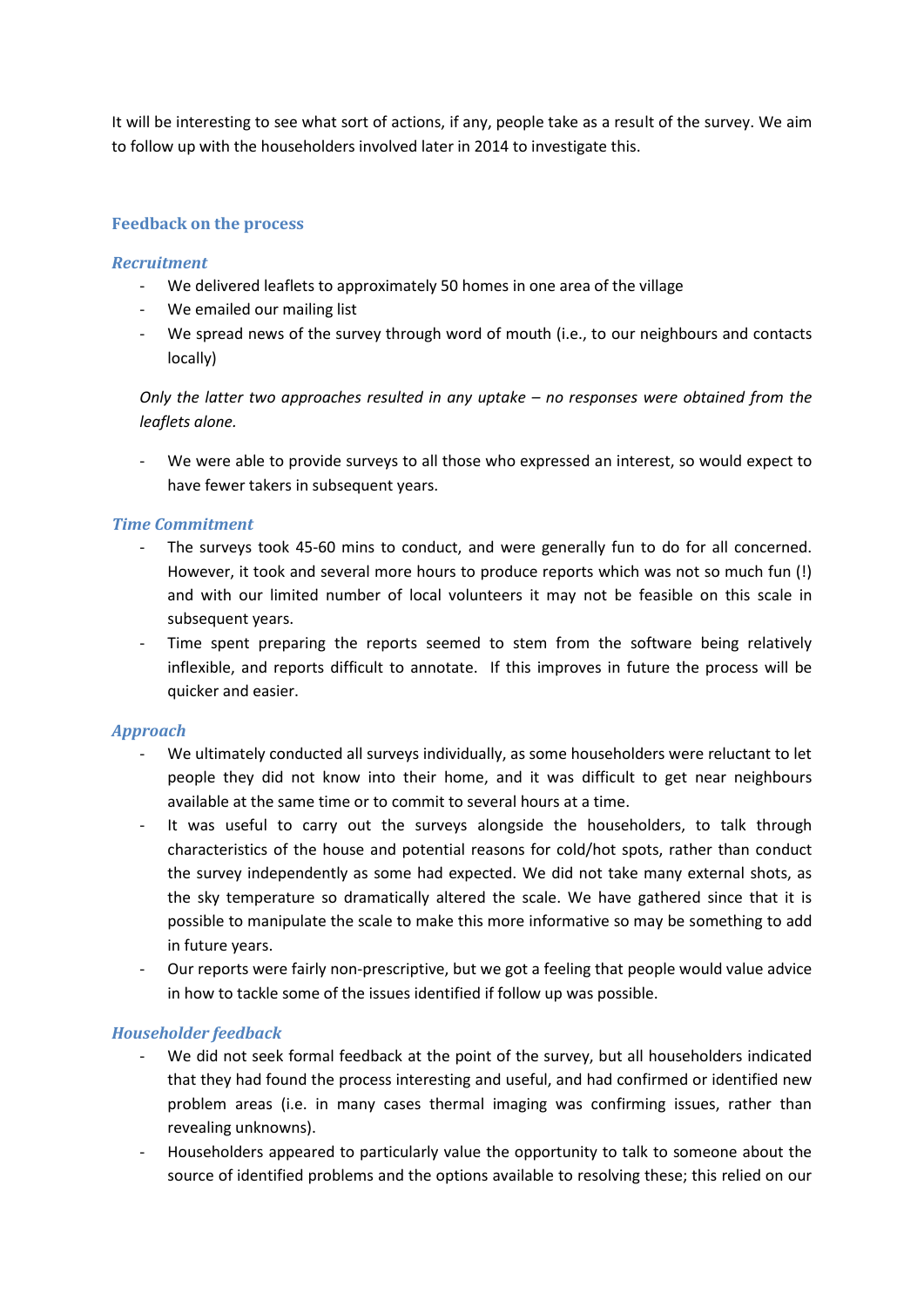It will be interesting to see what sort of actions, if any, people take as a result of the survey. We aim to follow up with the householders involved later in 2014 to investigate this.

## Feedback on the process

### *Recruitment*

- We delivered leaflets to approximately 50 homes in one area of the village
- We emailed our mailing list
- We spread news of the survey through word of mouth (i.e., to our neighbours and contacts locally)

*Only the latter two approaches resulted in any uptake – no responses were obtained from the leaflets alone.*

- We were able to provide surveys to all those who expressed an interest, so would expect to have fewer takers in subsequent years.

### *Time Commitment*

- The surveys took 45-60 mins to conduct, and were generally fun to do for all concerned. However, it took and several more hours to produce reports which was not so much fun (!) and with our limited number of local volunteers it may not be feasible on this scale in subsequent years.
- Time spent preparing the reports seemed to stem from the software being relatively inflexible, and reports difficult to annotate. If this improves in future the process will be quicker and easier.

### *Approach*

- We ultimately conducted all surveys individually, as some householders were reluctant to let people they did not know into their home, and it was difficult to get near neighbours available at the same time or to commit to several hours at a time.
- It was useful to carry out the surveys alongside the householders, to talk through characteristics of the house and potential reasons for cold/hot spots, rather than conduct the survey independently as some had expected. We did not take many external shots, as the sky temperature so dramatically altered the scale. We have gathered since that it is possible to manipulate the scale to make this more informative so may be something to add in future years.
- Our reports were fairly non-prescriptive, but we got a feeling that people would value advice in how to tackle some of the issues identified if follow up was possible.

### *Householder feedback*

- We did not seek formal feedback at the point of the survey, but all householders indicated that they had found the process interesting and useful, and had confirmed or identified new problem areas (i.e. in many cases thermal imaging was confirming issues, rather than revealing unknowns).
- Householders appeared to particularly value the opportunity to talk to someone about the source of identified problems and the options available to resolving these; this relied on our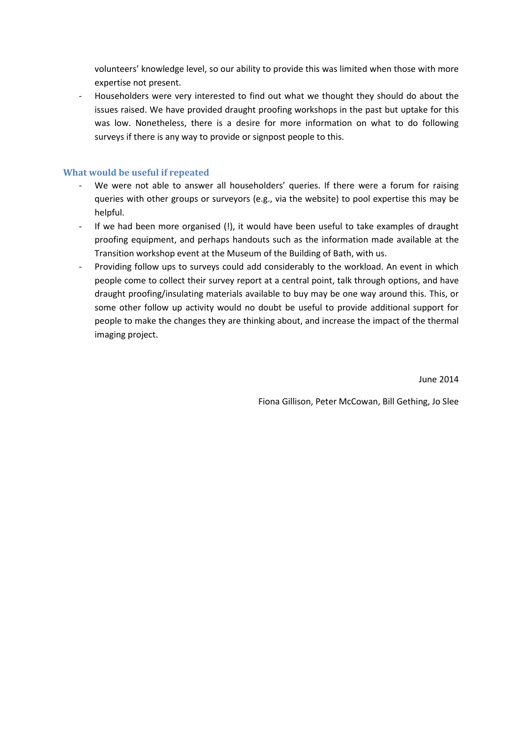volunteers' knowledge level, so our ability to provide this was limited when those with more expertise not present.

- Householders were very interested to find out what we thought they should do about the issues raised. We have provided draught proofing workshops in the past but uptake for this was low. Nonetheless, there is a desire for more information on what to do following surveys if there is any way to provide or signpost people to this.

### What would be useful if repeated

- We were not able to answer all householders' queries. If there were a forum for raising queries with other groups or surveyors (e.g., via the website) to pool expertise this may be helpful.
- If we had been more organised (!), it would have been useful to take examples of draught proofing equipment, and perhaps handouts such as the information made available at the Transition workshop event at the Museum of the Building of Bath, with us.
- Providing follow ups to surveys could add considerably to the workload. An event in which people come to collect their survey report at a central point, talk through options, and have draught proofing/insulating materials available to buy may be one way around this. This, or some other follow up activity would no doubt be useful to provide additional support for people to make the changes they are thinking about, and increase the impact of the thermal imaging project.

June 2014

Fiona Gillison, Peter McCowan, Bill Gething, Jo Slee